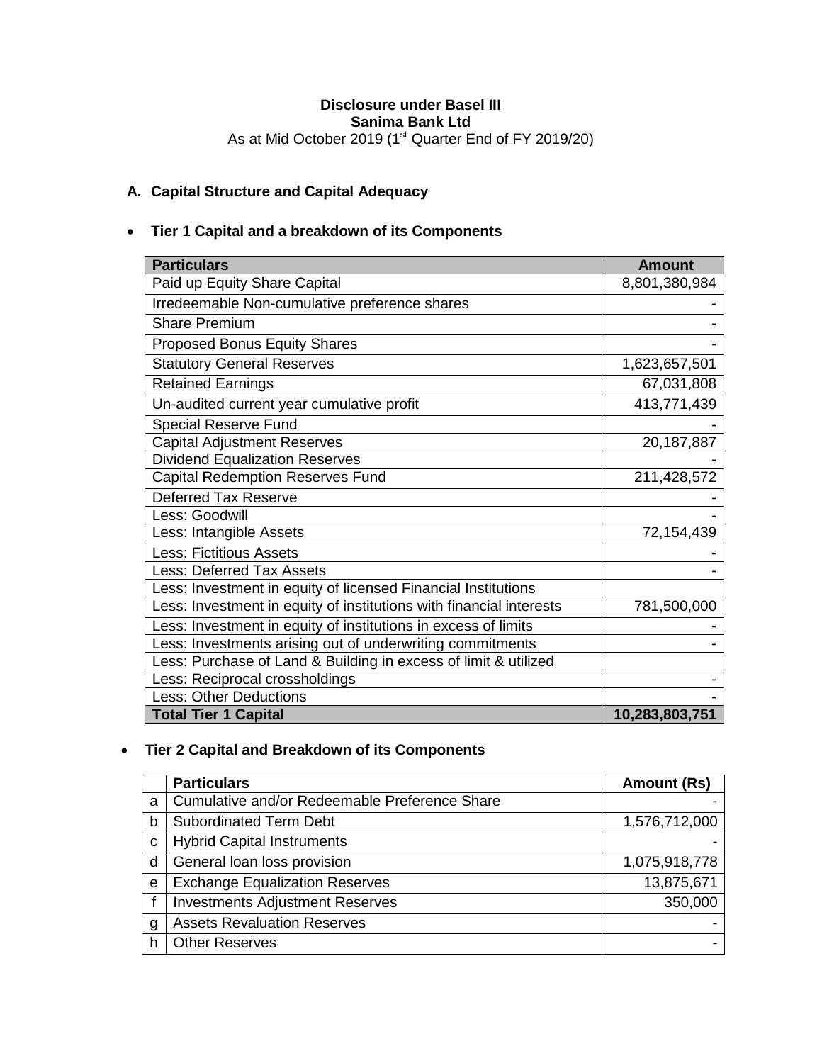**Disclosure under Basel III**

**Sanima Bank Ltd**

As at Mid October 2019 (1st Quarter End of FY 2019/20)

## A. Capital Structure and Capital Adequacy

- **Tier 1 Capital and a breakdown of its Components**

| Particulars | Amount |
|---|---|
| Paid up Equity Share Capital | 8,801,380,984 |
| Irredeemable Non-cumulative preference shares | - |
| Share Premium | - |
| Proposed Bonus Equity Shares | - |
| Statutory General Reserves | 1,623,657,501 |
| Retained Earnings | 67,031,808 |
| Un-audited current year cumulative profit | 413,771,439 |
| Special Reserve Fund | - |
| Capital Adjustment Reserves | 20,187,887 |
| Dividend Equalization Reserves | - |
| Capital Redemption Reserves Fund | 211,428,572 |
| Deferred Tax Reserve | - |
| Less: Goodwill | - |
| Less: Intangible Assets | 72,154,439 |
| Less: Fictitious Assets | - |
| Less: Deferred Tax Assets | - |
| Less: Investment in equity of licensed Financial Institutions | |
| Less: Investment in equity of institutions with financial interests | 781,500,000 |
| Less: Investment in equity of institutions in excess of limits | - |
| Less: Investments arising out of underwriting commitments | - |
| Less: Purchase of Land & Building in excess of limit & utilized | |
| Less: Reciprocal crossholdings | - |
| Less: Other Deductions | - |
| **Total Tier 1 Capital** | **10,283,803,751** |

- **Tier 2 Capital and Breakdown of its Components**

| | Particulars | Amount (Rs) |
|---|---|---|
| a | Cumulative and/or Redeemable Preference Share | - |
| b | Subordinated Term Debt | 1,576,712,000 |
| c | Hybrid Capital Instruments | - |
| d | General loan loss provision | 1,075,918,778 |
| e | Exchange Equalization Reserves | 13,875,671 |
| f | Investments Adjustment Reserves | 350,000 |
| g | Assets Revaluation Reserves | - |
| h | Other Reserves | - |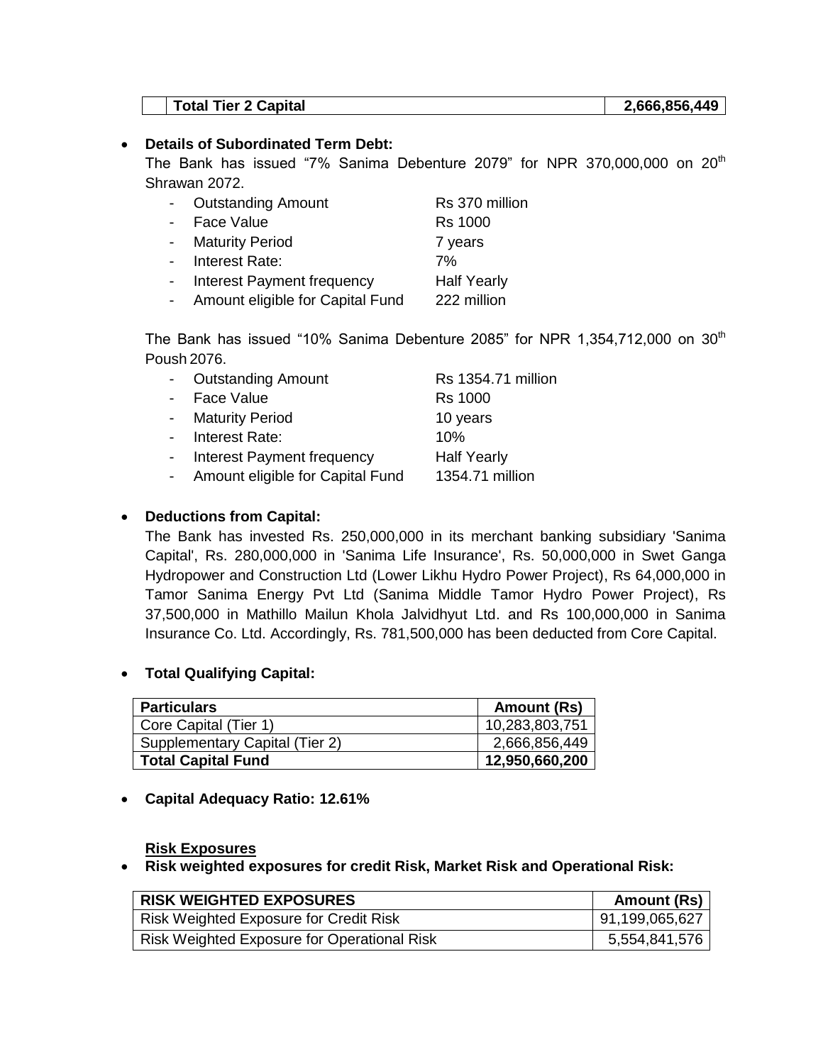| | | |
|---|---|---|
| | **Total Tier 2 Capital** | **2,666,856,449** |

- **Details of Subordinated Term Debt:**

  The Bank has issued "7% Sanima Debenture 2079" for NPR 370,000,000 on 20th Shrawan 2072.

  - Outstanding Amount Rs 370 million
  - Face Value Rs 1000
  - Maturity Period 7 years
  - Interest Rate: 7%
  - Interest Payment frequency Half Yearly
  - Amount eligible for Capital Fund 222 million

  The Bank has issued "10% Sanima Debenture 2085" for NPR 1,354,712,000 on 30th Poush 2076.

  - Outstanding Amount Rs 1354.71 million
  - Face Value Rs 1000
  - Maturity Period 10 years
  - Interest Rate: 10%
  - Interest Payment frequency Half Yearly
  - Amount eligible for Capital Fund 1354.71 million

- **Deductions from Capital:**

  The Bank has invested Rs. 250,000,000 in its merchant banking subsidiary 'Sanima Capital', Rs. 280,000,000 in 'Sanima Life Insurance', Rs. 50,000,000 in Swet Ganga Hydropower and Construction Ltd (Lower Likhu Hydro Power Project), Rs 64,000,000 in Tamor Sanima Energy Pvt Ltd (Sanima Middle Tamor Hydro Power Project), Rs 37,500,000 in Mathillo Mailun Khola Jalvidhyut Ltd. and Rs 100,000,000 in Sanima Insurance Co. Ltd. Accordingly, Rs. 781,500,000 has been deducted from Core Capital.

- **Total Qualifying Capital:**

| **Particulars** | **Amount (Rs)** |
|---|---|
| Core Capital (Tier 1) | 10,283,803,751 |
| Supplementary Capital (Tier 2) | 2,666,856,449 |
| **Total Capital Fund** | **12,950,660,200** |

- **Capital Adequacy Ratio: 12.61%**

**Risk Exposures**

- **Risk weighted exposures for credit Risk, Market Risk and Operational Risk:**

| **RISK WEIGHTED EXPOSURES** | **Amount (Rs)** |
|---|---|
| Risk Weighted Exposure for Credit Risk | 91,199,065,627 |
| Risk Weighted Exposure for Operational Risk | 5,554,841,576 |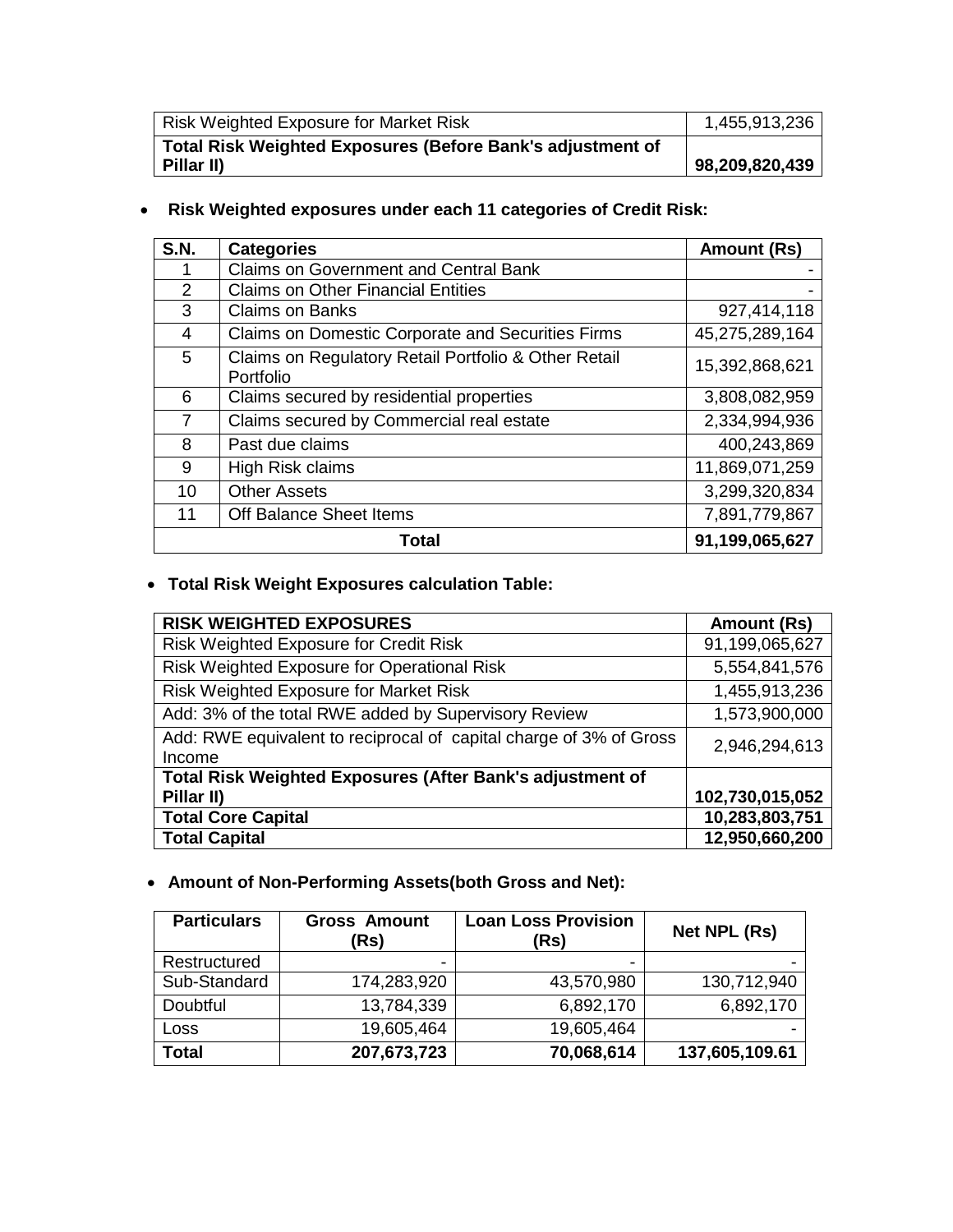| | |
|---|---|
| Risk Weighted Exposure for Market Risk | 1,455,913,236 |
| **Total Risk Weighted Exposures (Before Bank's adjustment of Pillar II)** | **98,209,820,439** |

- **Risk Weighted exposures under each 11 categories of Credit Risk:**

| S.N. | Categories | Amount (Rs) |
|---|---|---|
| 1 | Claims on Government and Central Bank | - |
| 2 | Claims on Other Financial Entities | - |
| 3 | Claims on Banks | 927,414,118 |
| 4 | Claims on Domestic Corporate and Securities Firms | 45,275,289,164 |
| 5 | Claims on Regulatory Retail Portfolio & Other Retail Portfolio | 15,392,868,621 |
| 6 | Claims secured by residential properties | 3,808,082,959 |
| 7 | Claims secured by Commercial real estate | 2,334,994,936 |
| 8 | Past due claims | 400,243,869 |
| 9 | High Risk claims | 11,869,071,259 |
| 10 | Other Assets | 3,299,320,834 |
| 11 | Off Balance Sheet Items | 7,891,779,867 |
| | **Total** | **91,199,065,627** |

- **Total Risk Weight Exposures calculation Table:**

| RISK WEIGHTED EXPOSURES | Amount (Rs) |
|---|---|
| Risk Weighted Exposure for Credit Risk | 91,199,065,627 |
| Risk Weighted Exposure for Operational Risk | 5,554,841,576 |
| Risk Weighted Exposure for Market Risk | 1,455,913,236 |
| Add: 3% of the total RWE added by Supervisory Review | 1,573,900,000 |
| Add: RWE equivalent to reciprocal of capital charge of 3% of Gross Income | 2,946,294,613 |
| **Total Risk Weighted Exposures (After Bank's adjustment of Pillar II)** | **102,730,015,052** |
| **Total Core Capital** | **10,283,803,751** |
| **Total Capital** | **12,950,660,200** |

- **Amount of Non-Performing Assets(both Gross and Net):**

| Particulars | Gross Amount (Rs) | Loan Loss Provision (Rs) | Net NPL (Rs) |
|---|---|---|---|
| Restructured | - | - | - |
| Sub-Standard | 174,283,920 | 43,570,980 | 130,712,940 |
| Doubtful | 13,784,339 | 6,892,170 | 6,892,170 |
| Loss | 19,605,464 | 19,605,464 | - |
| **Total** | **207,673,723** | **70,068,614** | **137,605,109.61** |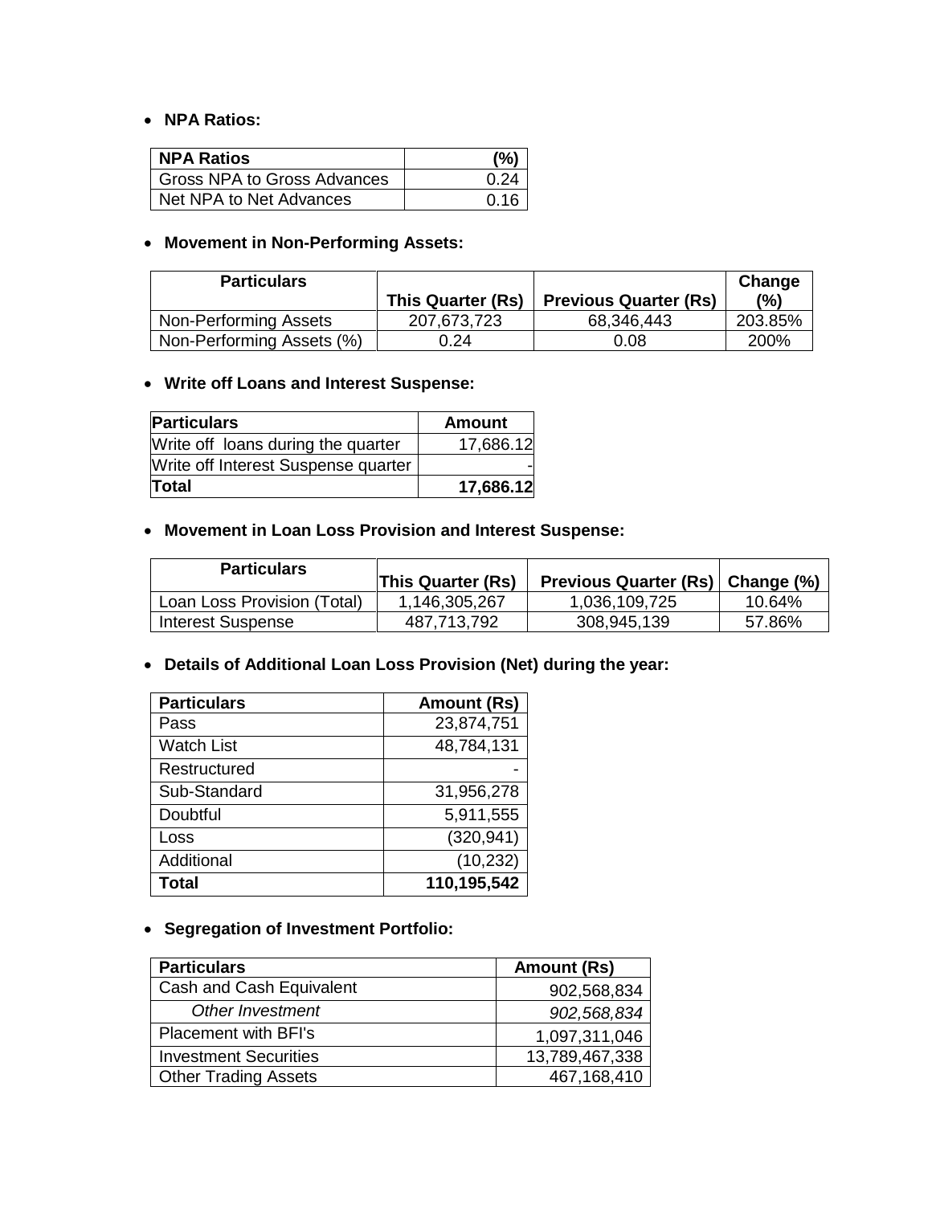- **NPA Ratios:**

| NPA Ratios | (%) |
|---|---|
| Gross NPA to Gross Advances | 0.24 |
| Net NPA to Net Advances | 0.16 |

- **Movement in Non-Performing Assets:**

| Particulars | This Quarter (Rs) | Previous Quarter (Rs) | Change (%) |
|---|---|---|---|
| Non-Performing Assets | 207,673,723 | 68,346,443 | 203.85% |
| Non-Performing Assets (%) | 0.24 | 0.08 | 200% |

- **Write off Loans and Interest Suspense:**

| Particulars | Amount |
|---|---|
| Write off loans during the quarter | 17,686.12 |
| Write off Interest Suspense quarter | - |
| **Total** | **17,686.12** |

- **Movement in Loan Loss Provision and Interest Suspense:**

| Particulars | This Quarter (Rs) | Previous Quarter (Rs) | Change (%) |
|---|---|---|---|
| Loan Loss Provision (Total) | 1,146,305,267 | 1,036,109,725 | 10.64% |
| Interest Suspense | 487,713,792 | 308,945,139 | 57.86% |

- **Details of Additional Loan Loss Provision (Net) during the year:**

| Particulars | Amount (Rs) |
|---|---|
| Pass | 23,874,751 |
| Watch List | 48,784,131 |
| Restructured | - |
| Sub-Standard | 31,956,278 |
| Doubtful | 5,911,555 |
| Loss | (320,941) |
| Additional | (10,232) |
| **Total** | **110,195,542** |

- **Segregation of Investment Portfolio:**

| Particulars | Amount (Rs) |
|---|---|
| Cash and Cash Equivalent | 902,568,834 |
| *Other Investment* | *902,568,834* |
| Placement with BFI's | 1,097,311,046 |
| Investment Securities | 13,789,467,338 |
| Other Trading Assets | 467,168,410 |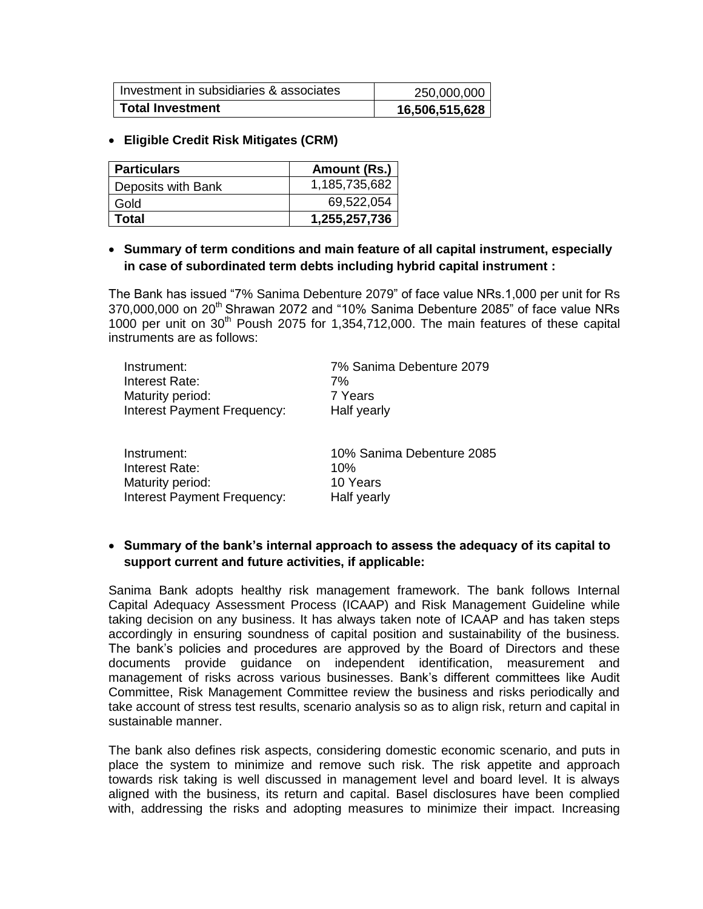| | |
|---|---|
| Investment in subsidiaries & associates | 250,000,000 |
| **Total Investment** | **16,506,515,628** |

- **Eligible Credit Risk Mitigates (CRM)**

| Particulars | Amount (Rs.) |
|---|---|
| Deposits with Bank | 1,185,735,682 |
| Gold | 69,522,054 |
| **Total** | **1,255,257,736** |

- **Summary of term conditions and main feature of all capital instrument, especially in case of subordinated term debts including hybrid capital instrument :**

The Bank has issued "7% Sanima Debenture 2079" of face value NRs.1,000 per unit for Rs 370,000,000 on 20th Shrawan 2072 and "10% Sanima Debenture 2085" of face value NRs 1000 per unit on 30th Poush 2075 for 1,354,712,000. The main features of these capital instruments are as follows:

| | |
|---|---|
| Instrument: | 7% Sanima Debenture 2079 |
| Interest Rate: | 7% |
| Maturity period: | 7 Years |
| Interest Payment Frequency: | Half yearly |

| | |
|---|---|
| Instrument: | 10% Sanima Debenture 2085 |
| Interest Rate: | 10% |
| Maturity period: | 10 Years |
| Interest Payment Frequency: | Half yearly |

- **Summary of the bank's internal approach to assess the adequacy of its capital to support current and future activities, if applicable:**

Sanima Bank adopts healthy risk management framework. The bank follows Internal Capital Adequacy Assessment Process (ICAAP) and Risk Management Guideline while taking decision on any business. It has always taken note of ICAAP and has taken steps accordingly in ensuring soundness of capital position and sustainability of the business. The bank's policies and procedures are approved by the Board of Directors and these documents provide guidance on independent identification, measurement and management of risks across various businesses. Bank's different committees like Audit Committee, Risk Management Committee review the business and risks periodically and take account of stress test results, scenario analysis so as to align risk, return and capital in sustainable manner.

The bank also defines risk aspects, considering domestic economic scenario, and puts in place the system to minimize and remove such risk. The risk appetite and approach towards risk taking is well discussed in management level and board level. It is always aligned with the business, its return and capital. Basel disclosures have been complied with, addressing the risks and adopting measures to minimize their impact. Increasing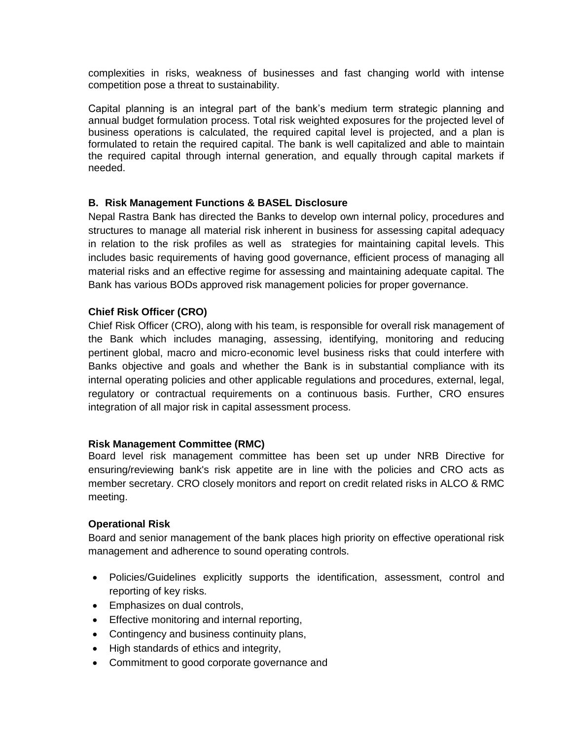complexities in risks, weakness of businesses and fast changing world with intense competition pose a threat to sustainability.

Capital planning is an integral part of the bank's medium term strategic planning and annual budget formulation process. Total risk weighted exposures for the projected level of business operations is calculated, the required capital level is projected, and a plan is formulated to retain the required capital. The bank is well capitalized and able to maintain the required capital through internal generation, and equally through capital markets if needed.

### B. Risk Management Functions & BASEL Disclosure

Nepal Rastra Bank has directed the Banks to develop own internal policy, procedures and structures to manage all material risk inherent in business for assessing capital adequacy in relation to the risk profiles as well as strategies for maintaining capital levels. This includes basic requirements of having good governance, efficient process of managing all material risks and an effective regime for assessing and maintaining adequate capital. The Bank has various BODs approved risk management policies for proper governance.

#### Chief Risk Officer (CRO)

Chief Risk Officer (CRO), along with his team, is responsible for overall risk management of the Bank which includes managing, assessing, identifying, monitoring and reducing pertinent global, macro and micro-economic level business risks that could interfere with Banks objective and goals and whether the Bank is in substantial compliance with its internal operating policies and other applicable regulations and procedures, external, legal, regulatory or contractual requirements on a continuous basis. Further, CRO ensures integration of all major risk in capital assessment process.

#### Risk Management Committee (RMC)

Board level risk management committee has been set up under NRB Directive for ensuring/reviewing bank's risk appetite are in line with the policies and CRO acts as member secretary. CRO closely monitors and report on credit related risks in ALCO & RMC meeting.

#### Operational Risk

Board and senior management of the bank places high priority on effective operational risk management and adherence to sound operating controls.

- Policies/Guidelines explicitly supports the identification, assessment, control and reporting of key risks.
- Emphasizes on dual controls,
- Effective monitoring and internal reporting,
- Contingency and business continuity plans,
- High standards of ethics and integrity,
- Commitment to good corporate governance and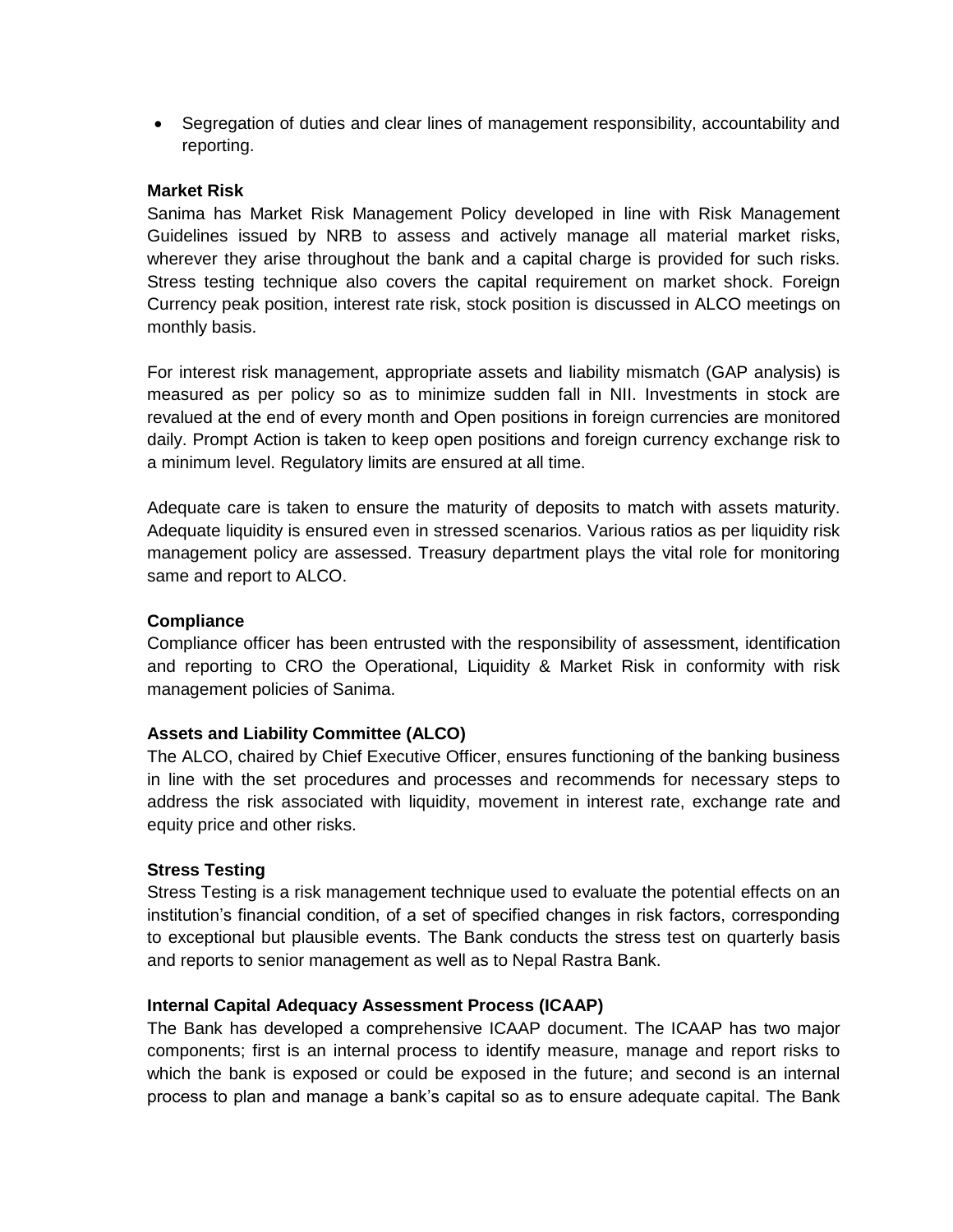- Segregation of duties and clear lines of management responsibility, accountability and reporting.

**Market Risk**

Sanima has Market Risk Management Policy developed in line with Risk Management Guidelines issued by NRB to assess and actively manage all material market risks, wherever they arise throughout the bank and a capital charge is provided for such risks. Stress testing technique also covers the capital requirement on market shock. Foreign Currency peak position, interest rate risk, stock position is discussed in ALCO meetings on monthly basis.

For interest risk management, appropriate assets and liability mismatch (GAP analysis) is measured as per policy so as to minimize sudden fall in NII. Investments in stock are revalued at the end of every month and Open positions in foreign currencies are monitored daily. Prompt Action is taken to keep open positions and foreign currency exchange risk to a minimum level. Regulatory limits are ensured at all time.

Adequate care is taken to ensure the maturity of deposits to match with assets maturity. Adequate liquidity is ensured even in stressed scenarios. Various ratios as per liquidity risk management policy are assessed. Treasury department plays the vital role for monitoring same and report to ALCO.

**Compliance**

Compliance officer has been entrusted with the responsibility of assessment, identification and reporting to CRO the Operational, Liquidity & Market Risk in conformity with risk management policies of Sanima.

**Assets and Liability Committee (ALCO)**

The ALCO, chaired by Chief Executive Officer, ensures functioning of the banking business in line with the set procedures and processes and recommends for necessary steps to address the risk associated with liquidity, movement in interest rate, exchange rate and equity price and other risks.

**Stress Testing**

Stress Testing is a risk management technique used to evaluate the potential effects on an institution's financial condition, of a set of specified changes in risk factors, corresponding to exceptional but plausible events. The Bank conducts the stress test on quarterly basis and reports to senior management as well as to Nepal Rastra Bank.

**Internal Capital Adequacy Assessment Process (ICAAP)**

The Bank has developed a comprehensive ICAAP document. The ICAAP has two major components; first is an internal process to identify measure, manage and report risks to which the bank is exposed or could be exposed in the future; and second is an internal process to plan and manage a bank's capital so as to ensure adequate capital. The Bank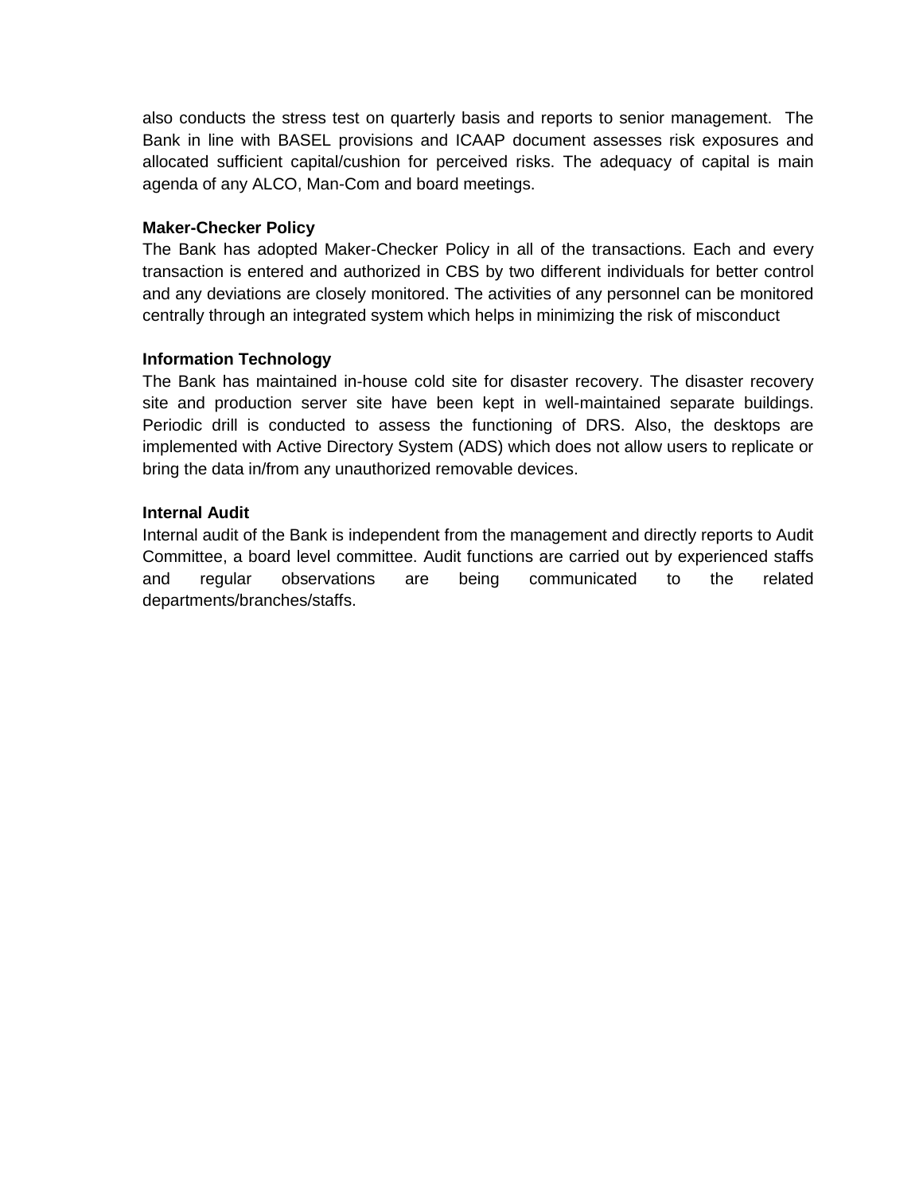also conducts the stress test on quarterly basis and reports to senior management. The Bank in line with BASEL provisions and ICAAP document assesses risk exposures and allocated sufficient capital/cushion for perceived risks. The adequacy of capital is main agenda of any ALCO, Man-Com and board meetings.

**Maker-Checker Policy**

The Bank has adopted Maker-Checker Policy in all of the transactions. Each and every transaction is entered and authorized in CBS by two different individuals for better control and any deviations are closely monitored. The activities of any personnel can be monitored centrally through an integrated system which helps in minimizing the risk of misconduct

**Information Technology**

The Bank has maintained in-house cold site for disaster recovery. The disaster recovery site and production server site have been kept in well-maintained separate buildings. Periodic drill is conducted to assess the functioning of DRS. Also, the desktops are implemented with Active Directory System (ADS) which does not allow users to replicate or bring the data in/from any unauthorized removable devices.

**Internal Audit**

Internal audit of the Bank is independent from the management and directly reports to Audit Committee, a board level committee. Audit functions are carried out by experienced staffs and regular observations are being communicated to the related departments/branches/staffs.